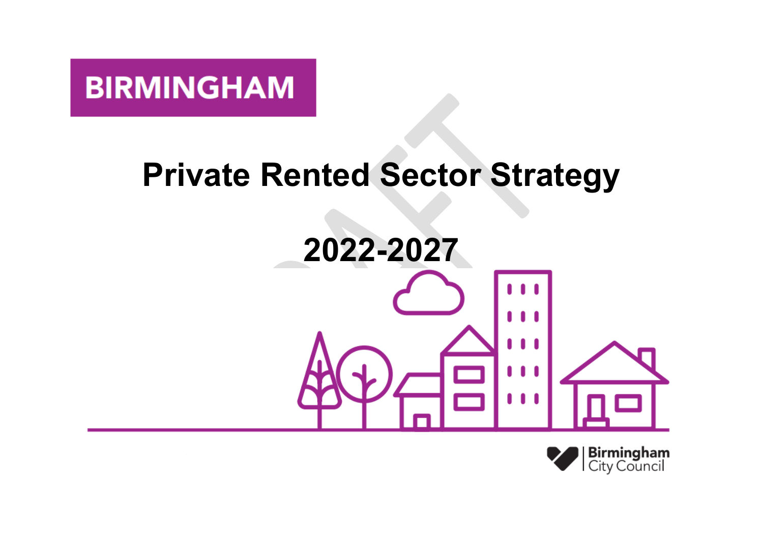BIRMINGHAM

# Private Rented Sector Strategy

# 2022-2027

Birmingham City Council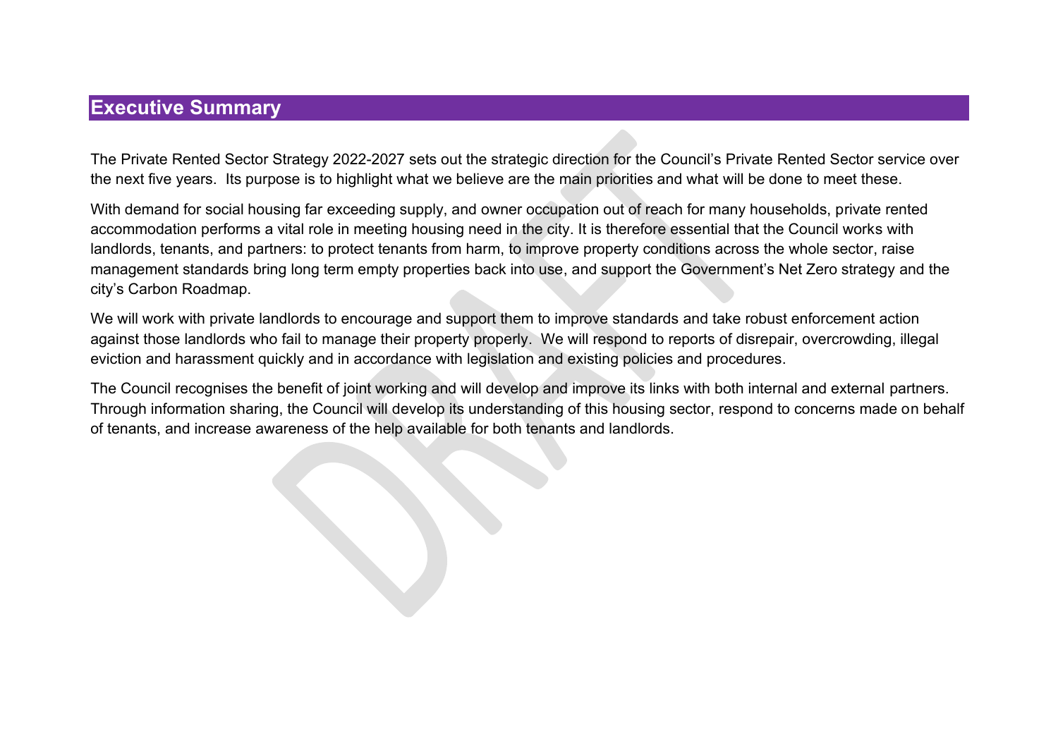## Executive Summary

The Private Rented Sector Strategy 2022-2027 sets out the strategic direction for the Council's Private Rented Sector service over the next five years. Its purpose is to highlight what we believe are the main priorities and what will be done to meet these.

With demand for social housing far exceeding supply, and owner occupation out of reach for many households, private rented accommodation performs a vital role in meeting housing need in the city. It is therefore essential that the Council works with landlords, tenants, and partners: to protect tenants from harm, to improve property conditions across the whole sector, raise management standards bring long term empty properties back into use, and support the Government's Net Zero strategy and the city's Carbon Roadmap.

We will work with private landlords to encourage and support them to improve standards and take robust enforcement action against those landlords who fail to manage their property properly. We will respond to reports of disrepair, overcrowding, illegal eviction and harassment quickly and in accordance with legislation and existing policies and procedures.

The Council recognises the benefit of joint working and will develop and improve its links with both internal and external partners. Through information sharing, the Council will develop its understanding of this housing sector, respond to concerns made on behalf of tenants, and increase awareness of the help available for both tenants and landlords.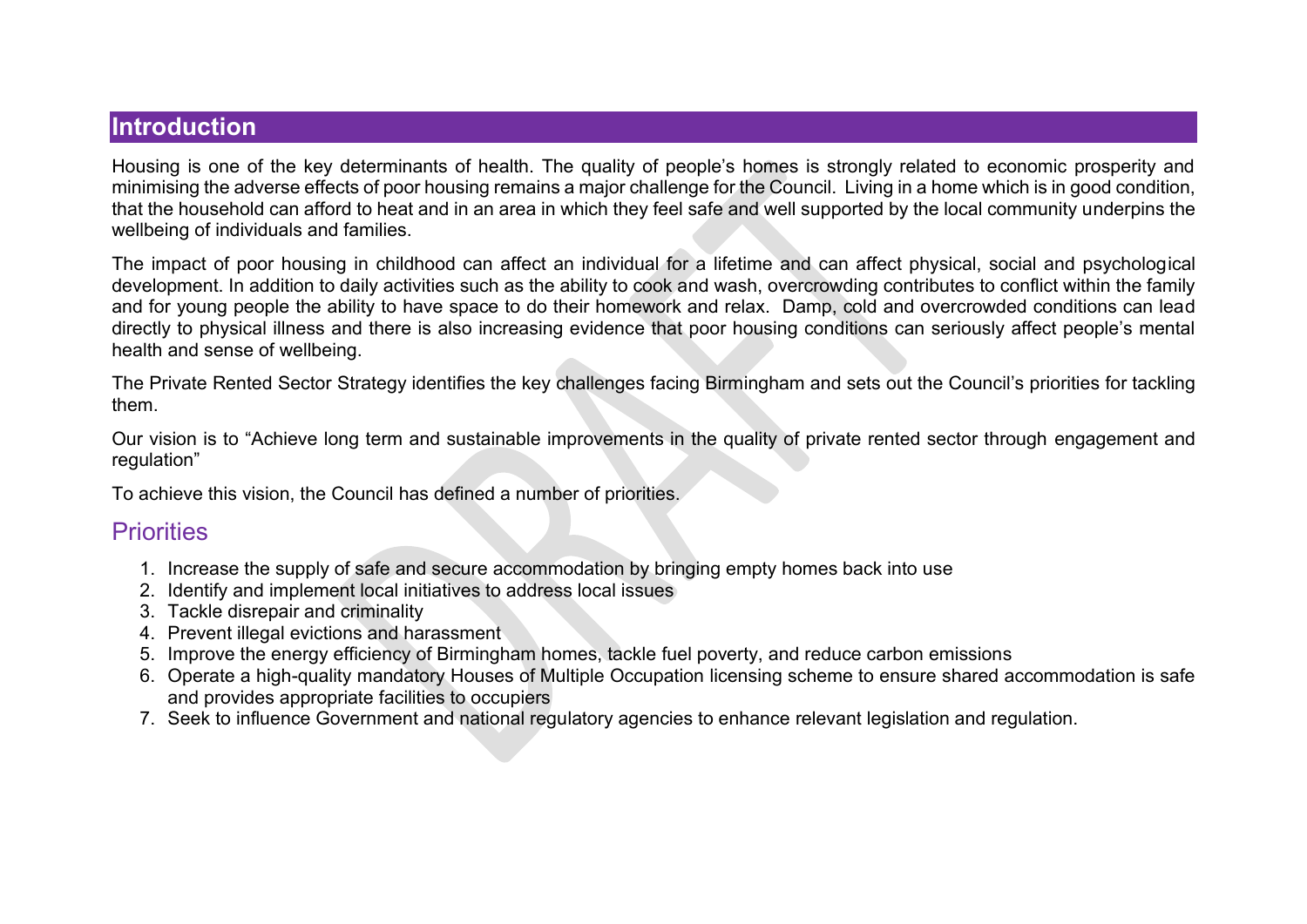## Introduction

Housing is one of the key determinants of health. The quality of people's homes is strongly related to economic prosperity and minimising the adverse effects of poor housing remains a major challenge for the Council. Living in a home which is in good condition, that the household can afford to heat and in an area in which they feel safe and well supported by the local community underpins the wellbeing of individuals and families.

The impact of poor housing in childhood can affect an individual for a lifetime and can affect physical, social and psychological development. In addition to daily activities such as the ability to cook and wash, overcrowding contributes to conflict within the family and for young people the ability to have space to do their homework and relax. Damp, cold and overcrowded conditions can lead directly to physical illness and there is also increasing evidence that poor housing conditions can seriously affect people's mental health and sense of wellbeing.

The Private Rented Sector Strategy identifies the key challenges facing Birmingham and sets out the Council's priorities for tackling them.

Our vision is to "Achieve long term and sustainable improvements in the quality of private rented sector through engagement and regulation"

To achieve this vision, the Council has defined a number of priorities.

## Priorities

1. Increase the supply of safe and secure accommodation by bringing empty homes back into use
2. Identify and implement local initiatives to address local issues
3. Tackle disrepair and criminality
4. Prevent illegal evictions and harassment
5. Improve the energy efficiency of Birmingham homes, tackle fuel poverty, and reduce carbon emissions
6. Operate a high-quality mandatory Houses of Multiple Occupation licensing scheme to ensure shared accommodation is safe and provides appropriate facilities to occupiers
7. Seek to influence Government and national regulatory agencies to enhance relevant legislation and regulation.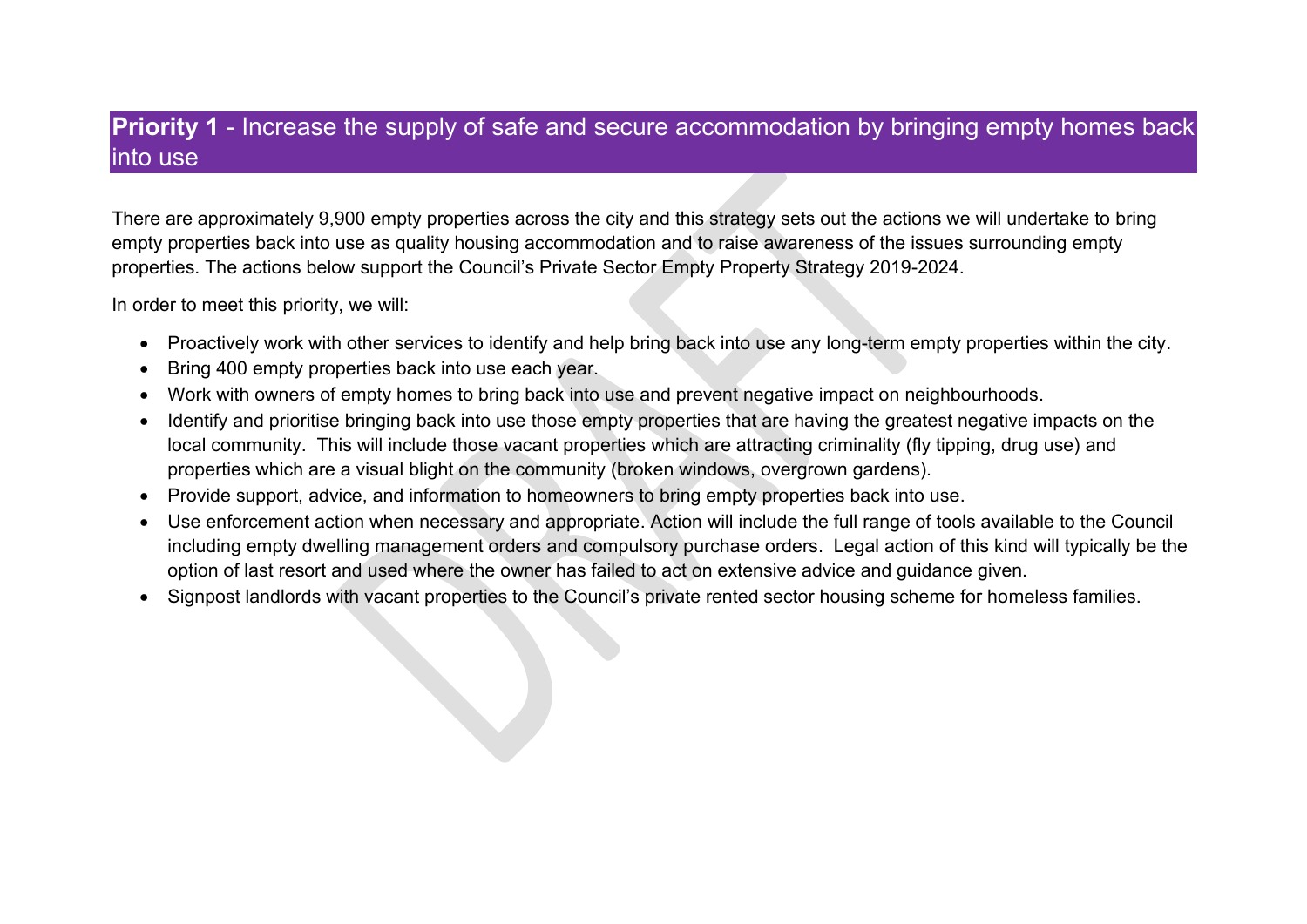## **Priority 1** - Increase the supply of safe and secure accommodation by bringing empty homes back into use

There are approximately 9,900 empty properties across the city and this strategy sets out the actions we will undertake to bring empty properties back into use as quality housing accommodation and to raise awareness of the issues surrounding empty properties. The actions below support the Council's Private Sector Empty Property Strategy 2019-2024.

In order to meet this priority, we will:

- Proactively work with other services to identify and help bring back into use any long-term empty properties within the city.
- Bring 400 empty properties back into use each year.
- Work with owners of empty homes to bring back into use and prevent negative impact on neighbourhoods.
- Identify and prioritise bringing back into use those empty properties that are having the greatest negative impacts on the local community. This will include those vacant properties which are attracting criminality (fly tipping, drug use) and properties which are a visual blight on the community (broken windows, overgrown gardens).
- Provide support, advice, and information to homeowners to bring empty properties back into use.
- Use enforcement action when necessary and appropriate. Action will include the full range of tools available to the Council including empty dwelling management orders and compulsory purchase orders. Legal action of this kind will typically be the option of last resort and used where the owner has failed to act on extensive advice and guidance given.
- Signpost landlords with vacant properties to the Council's private rented sector housing scheme for homeless families.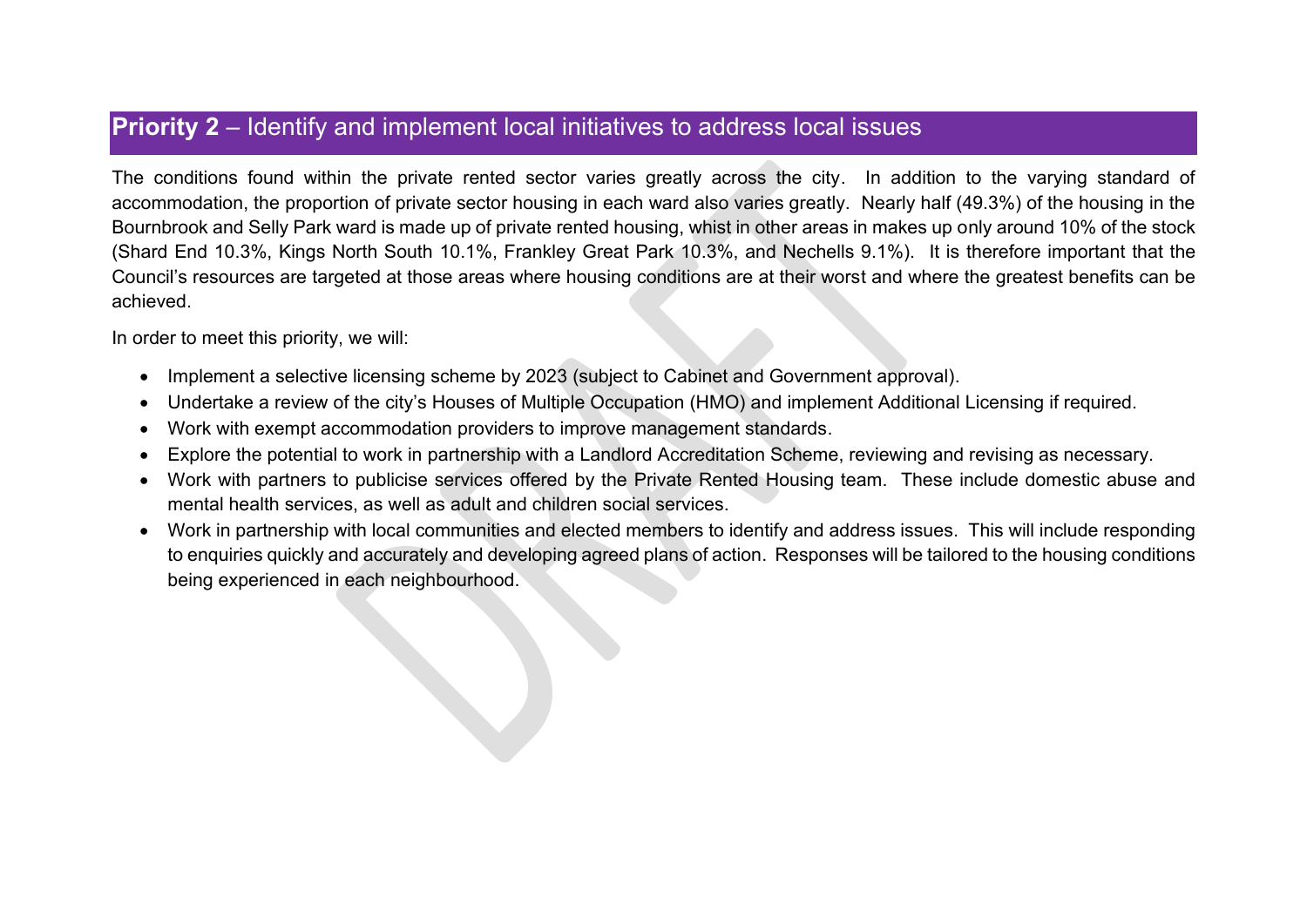## **Priority 2** – Identify and implement local initiatives to address local issues

The conditions found within the private rented sector varies greatly across the city. In addition to the varying standard of accommodation, the proportion of private sector housing in each ward also varies greatly. Nearly half (49.3%) of the housing in the Bournbrook and Selly Park ward is made up of private rented housing, whist in other areas in makes up only around 10% of the stock (Shard End 10.3%, Kings North South 10.1%, Frankley Great Park 10.3%, and Nechells 9.1%). It is therefore important that the Council's resources are targeted at those areas where housing conditions are at their worst and where the greatest benefits can be achieved.

In order to meet this priority, we will:

- Implement a selective licensing scheme by 2023 (subject to Cabinet and Government approval).
- Undertake a review of the city's Houses of Multiple Occupation (HMO) and implement Additional Licensing if required.
- Work with exempt accommodation providers to improve management standards.
- Explore the potential to work in partnership with a Landlord Accreditation Scheme, reviewing and revising as necessary.
- Work with partners to publicise services offered by the Private Rented Housing team. These include domestic abuse and mental health services, as well as adult and children social services.
- Work in partnership with local communities and elected members to identify and address issues. This will include responding to enquiries quickly and accurately and developing agreed plans of action. Responses will be tailored to the housing conditions being experienced in each neighbourhood.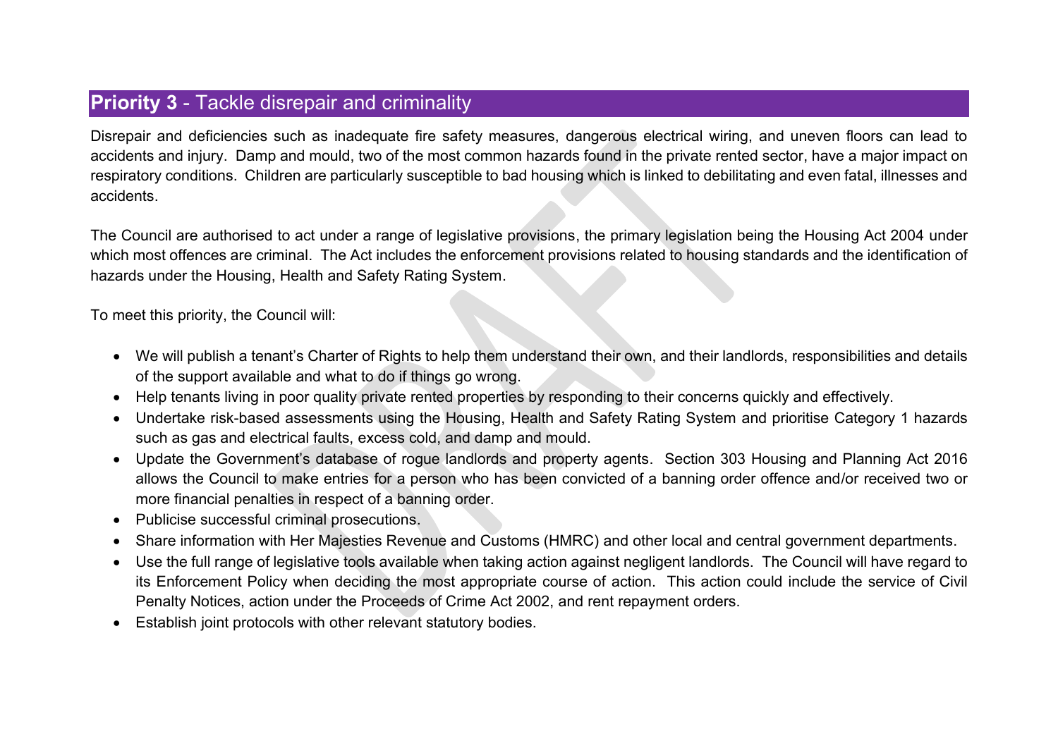## **Priority 3** - Tackle disrepair and criminality

Disrepair and deficiencies such as inadequate fire safety measures, dangerous electrical wiring, and uneven floors can lead to accidents and injury. Damp and mould, two of the most common hazards found in the private rented sector, have a major impact on respiratory conditions. Children are particularly susceptible to bad housing which is linked to debilitating and even fatal, illnesses and accidents.

The Council are authorised to act under a range of legislative provisions, the primary legislation being the Housing Act 2004 under which most offences are criminal. The Act includes the enforcement provisions related to housing standards and the identification of hazards under the Housing, Health and Safety Rating System.

To meet this priority, the Council will:

- We will publish a tenant's Charter of Rights to help them understand their own, and their landlords, responsibilities and details of the support available and what to do if things go wrong.
- Help tenants living in poor quality private rented properties by responding to their concerns quickly and effectively.
- Undertake risk-based assessments using the Housing, Health and Safety Rating System and prioritise Category 1 hazards such as gas and electrical faults, excess cold, and damp and mould.
- Update the Government's database of rogue landlords and property agents. Section 303 Housing and Planning Act 2016 allows the Council to make entries for a person who has been convicted of a banning order offence and/or received two or more financial penalties in respect of a banning order.
- Publicise successful criminal prosecutions.
- Share information with Her Majesties Revenue and Customs (HMRC) and other local and central government departments.
- Use the full range of legislative tools available when taking action against negligent landlords. The Council will have regard to its Enforcement Policy when deciding the most appropriate course of action. This action could include the service of Civil Penalty Notices, action under the Proceeds of Crime Act 2002, and rent repayment orders.
- Establish joint protocols with other relevant statutory bodies.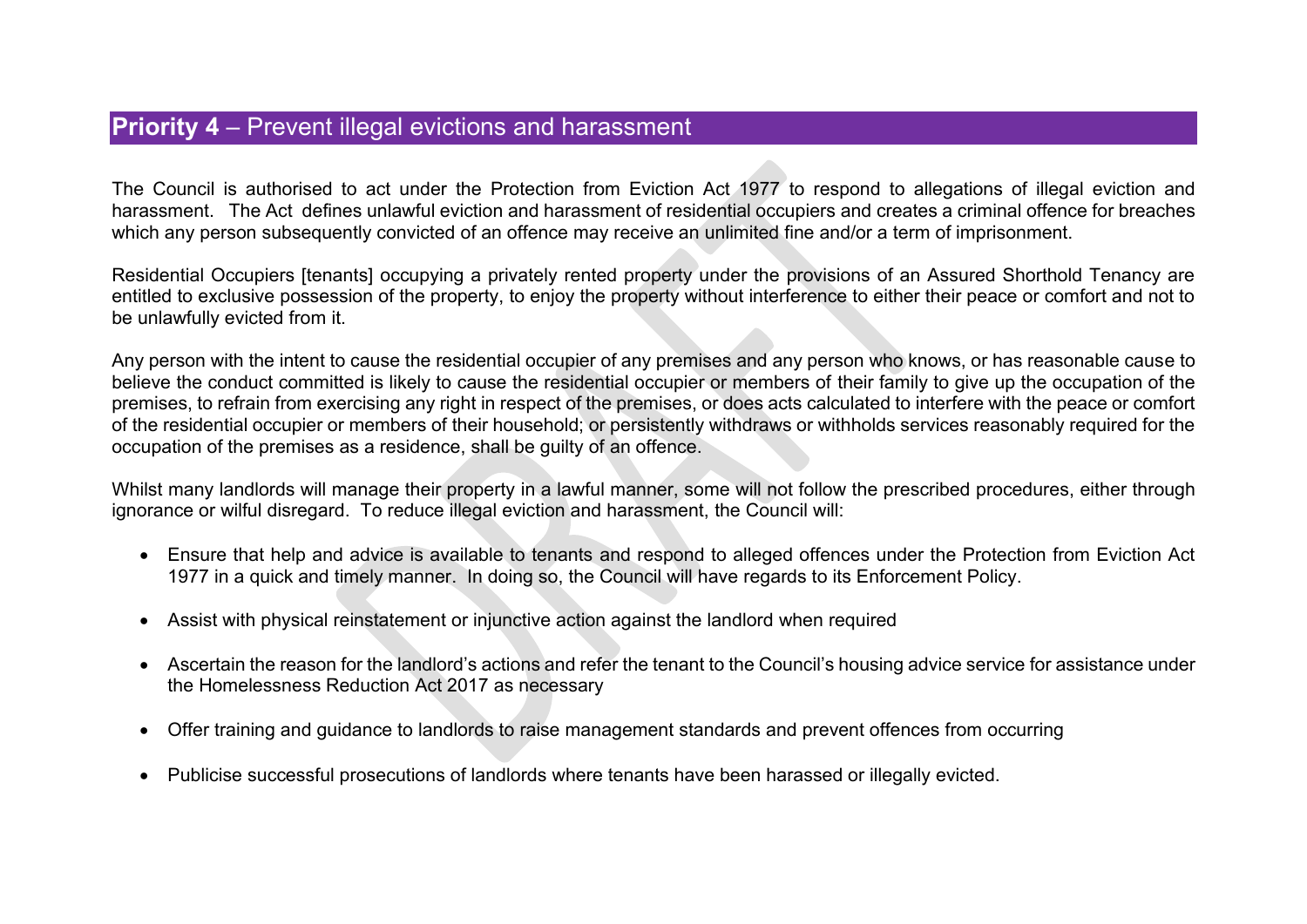## **Priority 4** – Prevent illegal evictions and harassment

The Council is authorised to act under the Protection from Eviction Act 1977 to respond to allegations of illegal eviction and harassment. The Act defines unlawful eviction and harassment of residential occupiers and creates a criminal offence for breaches which any person subsequently convicted of an offence may receive an unlimited fine and/or a term of imprisonment.

Residential Occupiers [tenants] occupying a privately rented property under the provisions of an Assured Shorthold Tenancy are entitled to exclusive possession of the property, to enjoy the property without interference to either their peace or comfort and not to be unlawfully evicted from it.

Any person with the intent to cause the residential occupier of any premises and any person who knows, or has reasonable cause to believe the conduct committed is likely to cause the residential occupier or members of their family to give up the occupation of the premises, to refrain from exercising any right in respect of the premises, or does acts calculated to interfere with the peace or comfort of the residential occupier or members of their household; or persistently withdraws or withholds services reasonably required for the occupation of the premises as a residence, shall be guilty of an offence.

Whilst many landlords will manage their property in a lawful manner, some will not follow the prescribed procedures, either through ignorance or wilful disregard. To reduce illegal eviction and harassment, the Council will:

- Ensure that help and advice is available to tenants and respond to alleged offences under the Protection from Eviction Act 1977 in a quick and timely manner. In doing so, the Council will have regards to its Enforcement Policy.
- Assist with physical reinstatement or injunctive action against the landlord when required
- Ascertain the reason for the landlord's actions and refer the tenant to the Council's housing advice service for assistance under the Homelessness Reduction Act 2017 as necessary
- Offer training and guidance to landlords to raise management standards and prevent offences from occurring
- Publicise successful prosecutions of landlords where tenants have been harassed or illegally evicted.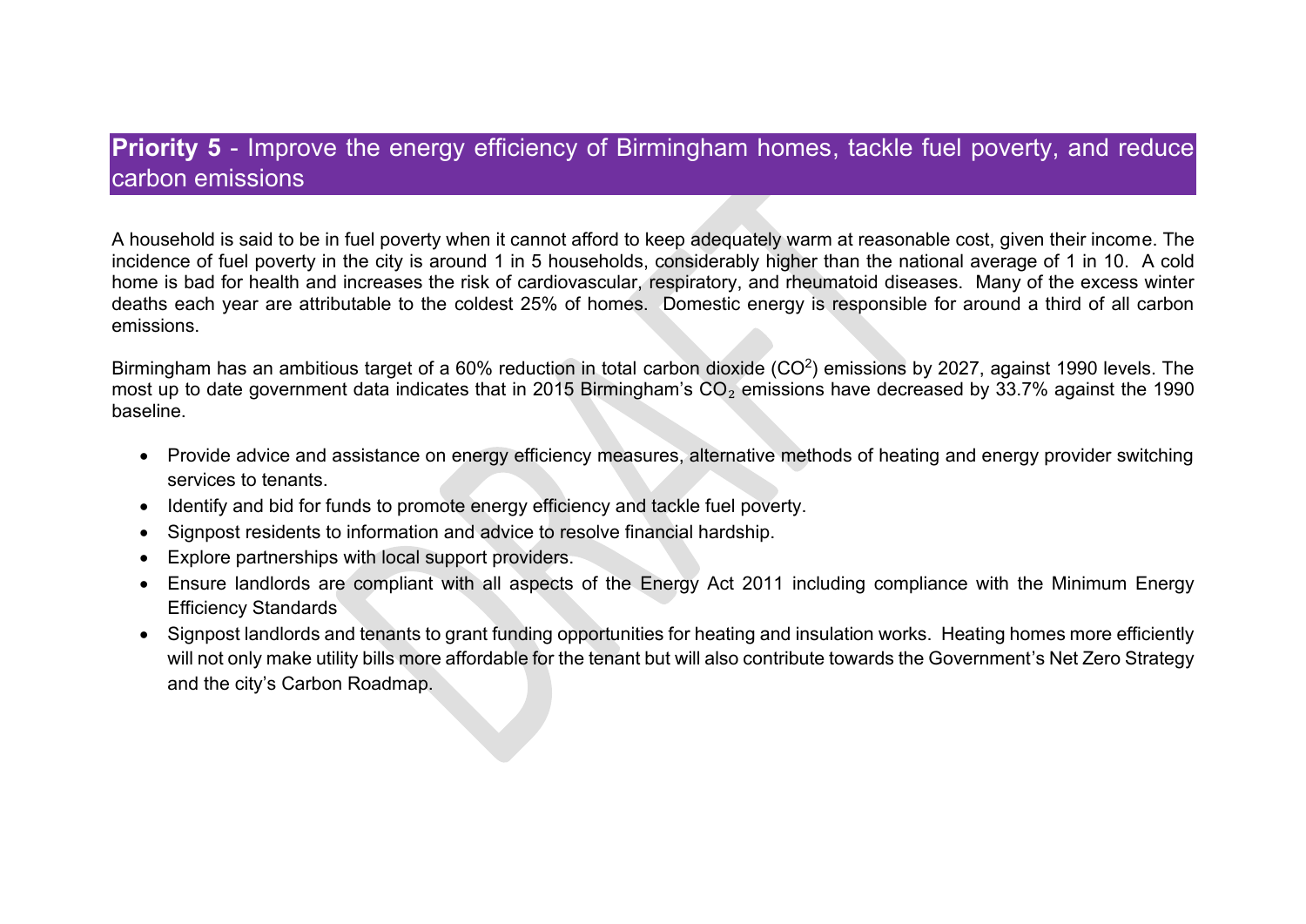## **Priority 5** - Improve the energy efficiency of Birmingham homes, tackle fuel poverty, and reduce carbon emissions

A household is said to be in fuel poverty when it cannot afford to keep adequately warm at reasonable cost, given their income. The incidence of fuel poverty in the city is around 1 in 5 households, considerably higher than the national average of 1 in 10. A cold home is bad for health and increases the risk of cardiovascular, respiratory, and rheumatoid diseases. Many of the excess winter deaths each year are attributable to the coldest 25% of homes. Domestic energy is responsible for around a third of all carbon emissions.

Birmingham has an ambitious target of a 60% reduction in total carbon dioxide ($CO^2$) emissions by 2027, against 1990 levels. The most up to date government data indicates that in 2015 Birmingham's $CO_2$ emissions have decreased by 33.7% against the 1990 baseline.

- Provide advice and assistance on energy efficiency measures, alternative methods of heating and energy provider switching services to tenants.
- Identify and bid for funds to promote energy efficiency and tackle fuel poverty.
- Signpost residents to information and advice to resolve financial hardship.
- Explore partnerships with local support providers.
- Ensure landlords are compliant with all aspects of the Energy Act 2011 including compliance with the Minimum Energy Efficiency Standards
- Signpost landlords and tenants to grant funding opportunities for heating and insulation works. Heating homes more efficiently will not only make utility bills more affordable for the tenant but will also contribute towards the Government's Net Zero Strategy and the city's Carbon Roadmap.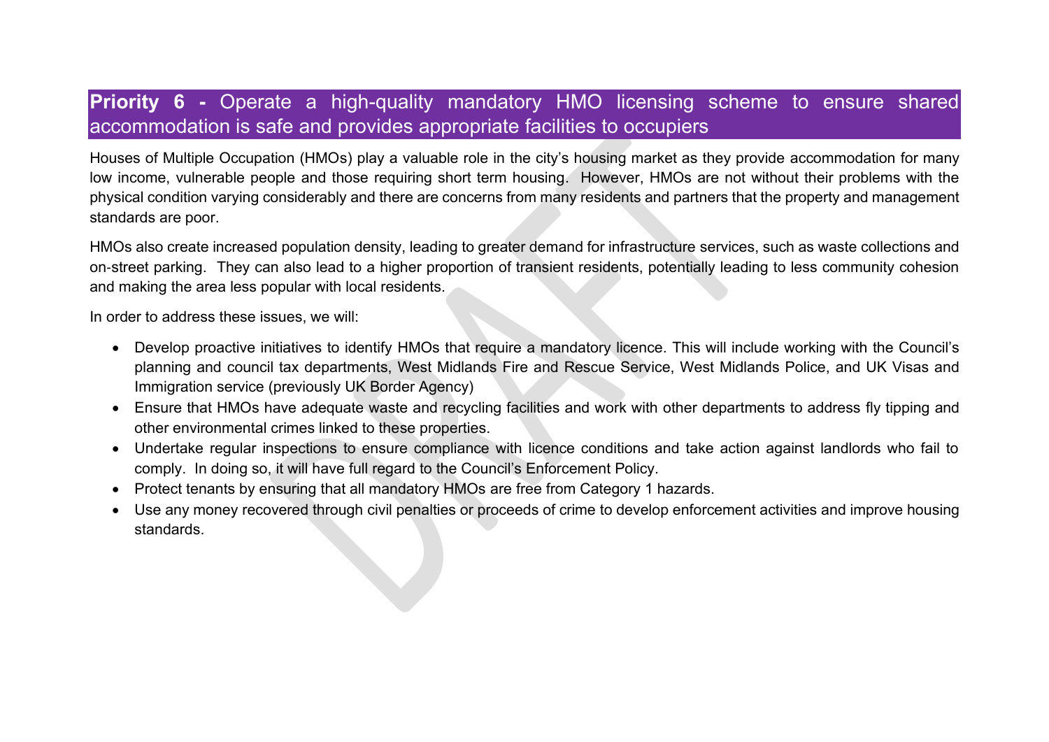## **Priority 6 -** Operate a high-quality mandatory HMO licensing scheme to ensure shared accommodation is safe and provides appropriate facilities to occupiers

Houses of Multiple Occupation (HMOs) play a valuable role in the city's housing market as they provide accommodation for many low income, vulnerable people and those requiring short term housing. However, HMOs are not without their problems with the physical condition varying considerably and there are concerns from many residents and partners that the property and management standards are poor.

HMOs also create increased population density, leading to greater demand for infrastructure services, such as waste collections and on-street parking. They can also lead to a higher proportion of transient residents, potentially leading to less community cohesion and making the area less popular with local residents.

In order to address these issues, we will:

- Develop proactive initiatives to identify HMOs that require a mandatory licence. This will include working with the Council's planning and council tax departments, West Midlands Fire and Rescue Service, West Midlands Police, and UK Visas and Immigration service (previously UK Border Agency)
- Ensure that HMOs have adequate waste and recycling facilities and work with other departments to address fly tipping and other environmental crimes linked to these properties.
- Undertake regular inspections to ensure compliance with licence conditions and take action against landlords who fail to comply. In doing so, it will have full regard to the Council's Enforcement Policy.
- Protect tenants by ensuring that all mandatory HMOs are free from Category 1 hazards.
- Use any money recovered through civil penalties or proceeds of crime to develop enforcement activities and improve housing standards.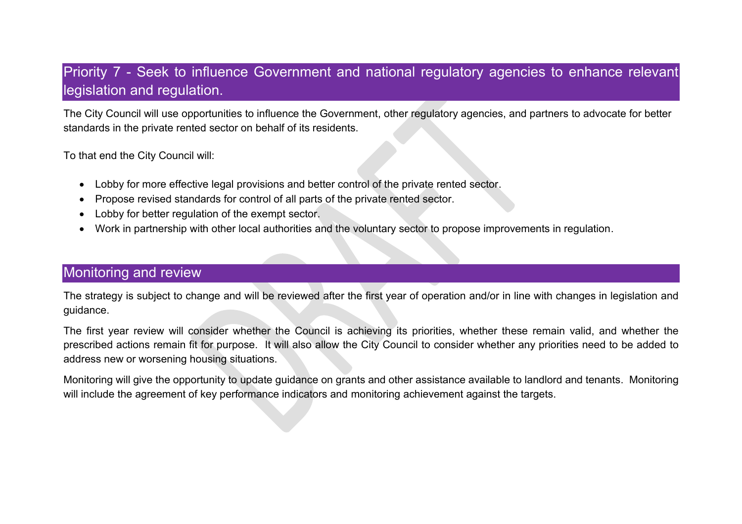## Priority 7 - Seek to influence Government and national regulatory agencies to enhance relevant legislation and regulation.

The City Council will use opportunities to influence the Government, other regulatory agencies, and partners to advocate for better standards in the private rented sector on behalf of its residents.

To that end the City Council will:

- Lobby for more effective legal provisions and better control of the private rented sector.
- Propose revised standards for control of all parts of the private rented sector.
- Lobby for better regulation of the exempt sector.
- Work in partnership with other local authorities and the voluntary sector to propose improvements in regulation.

## Monitoring and review

The strategy is subject to change and will be reviewed after the first year of operation and/or in line with changes in legislation and guidance.

The first year review will consider whether the Council is achieving its priorities, whether these remain valid, and whether the prescribed actions remain fit for purpose. It will also allow the City Council to consider whether any priorities need to be added to address new or worsening housing situations.

Monitoring will give the opportunity to update guidance on grants and other assistance available to landlord and tenants. Monitoring will include the agreement of key performance indicators and monitoring achievement against the targets.